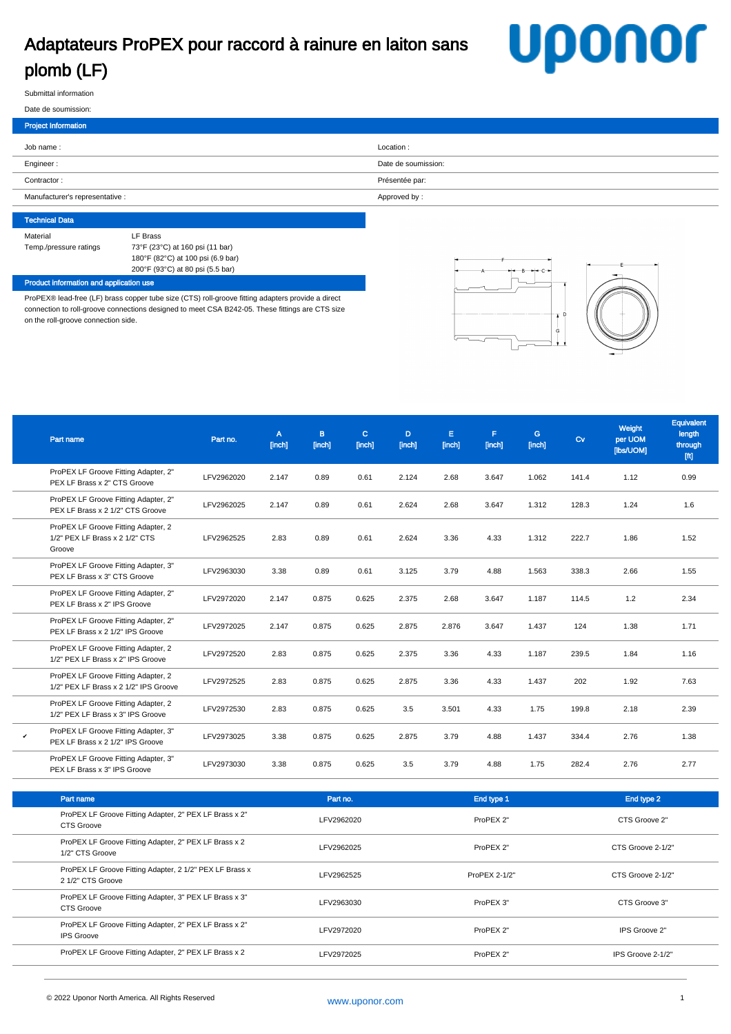# Adaptateurs ProPEX pour raccord à rainure en laiton sans plomb (LF)

Submittal information

Date de soumission:

## Project Information

| Job name : | Location : |
|---|---|
| Engineer : | Date de soumission: |
| Contractor : | Présentée par: |
| Manufacturer's representative : | Approved by : |

## Technical Data

| Material | LF Brass |
|---|---|
| Temp./pressure ratings | 73°F (23°C) at 160 psi (11 bar)<br>180°F (82°C) at 100 psi (6.9 bar)<br>200°F (93°C) at 80 psi (5.5 bar) |

## Product information and application use

ProPEX® lead-free (LF) brass copper tube size (CTS) roll-groove fitting adapters provide a direct connection to roll-groove connections designed to meet CSA B242-05. These fittings are CTS size on the roll-groove connection side.

| | Part name | Part no. | A [inch] | B [inch] | C [inch] | D [inch] | E [inch] | F [inch] | G [inch] | Cv | Weight per UOM [lbs/UOM] | Equivalent length through [ft] |
|---|---|---|---|---|---|---|---|---|---|---|---|---|
| | ProPEX LF Groove Fitting Adapter, 2" PEX LF Brass x 2" CTS Groove | LFV2962020 | 2.147 | 0.89 | 0.61 | 2.124 | 2.68 | 3.647 | 1.062 | 141.4 | 1.12 | 0.99 |
| | ProPEX LF Groove Fitting Adapter, 2" PEX LF Brass x 2 1/2" CTS Groove | LFV2962025 | 2.147 | 0.89 | 0.61 | 2.624 | 2.68 | 3.647 | 1.312 | 128.3 | 1.24 | 1.6 |
| | ProPEX LF Groove Fitting Adapter, 2 1/2" PEX LF Brass x 2 1/2" CTS Groove | LFV2962525 | 2.83 | 0.89 | 0.61 | 2.624 | 3.36 | 4.33 | 1.312 | 222.7 | 1.86 | 1.52 |
| | ProPEX LF Groove Fitting Adapter, 3" PEX LF Brass x 3" CTS Groove | LFV2963030 | 3.38 | 0.89 | 0.61 | 3.125 | 3.79 | 4.88 | 1.563 | 338.3 | 2.66 | 1.55 |
| | ProPEX LF Groove Fitting Adapter, 2" PEX LF Brass x 2" IPS Groove | LFV2972020 | 2.147 | 0.875 | 0.625 | 2.375 | 2.68 | 3.647 | 1.187 | 114.5 | 1.2 | 2.34 |
| | ProPEX LF Groove Fitting Adapter, 2" PEX LF Brass x 2 1/2" IPS Groove | LFV2972025 | 2.147 | 0.875 | 0.625 | 2.875 | 2.876 | 3.647 | 1.437 | 124 | 1.38 | 1.71 |
| | ProPEX LF Groove Fitting Adapter, 2 1/2" PEX LF Brass x 2" IPS Groove | LFV2972520 | 2.83 | 0.875 | 0.625 | 2.375 | 3.36 | 4.33 | 1.187 | 239.5 | 1.84 | 1.16 |
| | ProPEX LF Groove Fitting Adapter, 2 1/2" PEX LF Brass x 2 1/2" IPS Groove | LFV2972525 | 2.83 | 0.875 | 0.625 | 2.875 | 3.36 | 4.33 | 1.437 | 202 | 1.92 | 7.63 |
| | ProPEX LF Groove Fitting Adapter, 2 1/2" PEX LF Brass x 3" IPS Groove | LFV2972530 | 2.83 | 0.875 | 0.625 | 3.5 | 3.501 | 4.33 | 1.75 | 199.8 | 2.18 | 2.39 |
| ✔ | ProPEX LF Groove Fitting Adapter, 3" PEX LF Brass x 2 1/2" IPS Groove | LFV2973025 | 3.38 | 0.875 | 0.625 | 2.875 | 3.79 | 4.88 | 1.437 | 334.4 | 2.76 | 1.38 |
| | ProPEX LF Groove Fitting Adapter, 3" PEX LF Brass x 3" IPS Groove | LFV2973030 | 3.38 | 0.875 | 0.625 | 3.5 | 3.79 | 4.88 | 1.75 | 282.4 | 2.76 | 2.77 |

| Part name | Part no. | End type 1 | End type 2 |
|---|---|---|---|
| ProPEX LF Groove Fitting Adapter, 2" PEX LF Brass x 2" CTS Groove | LFV2962020 | ProPEX 2" | CTS Groove 2" |
| ProPEX LF Groove Fitting Adapter, 2" PEX LF Brass x 2 1/2" CTS Groove | LFV2962025 | ProPEX 2" | CTS Groove 2-1/2" |
| ProPEX LF Groove Fitting Adapter, 2 1/2" PEX LF Brass x 2 1/2" CTS Groove | LFV2962525 | ProPEX 2-1/2" | CTS Groove 2-1/2" |
| ProPEX LF Groove Fitting Adapter, 3" PEX LF Brass x 3" CTS Groove | LFV2963030 | ProPEX 3" | CTS Groove 3" |
| ProPEX LF Groove Fitting Adapter, 2" PEX LF Brass x 2" IPS Groove | LFV2972020 | ProPEX 2" | IPS Groove 2" |
| ProPEX LF Groove Fitting Adapter, 2" PEX LF Brass x 2 | LFV2972025 | ProPEX 2" | IPS Groove 2-1/2" |

© 2022 Uponor North America. All Rights Reserved

www.uponor.com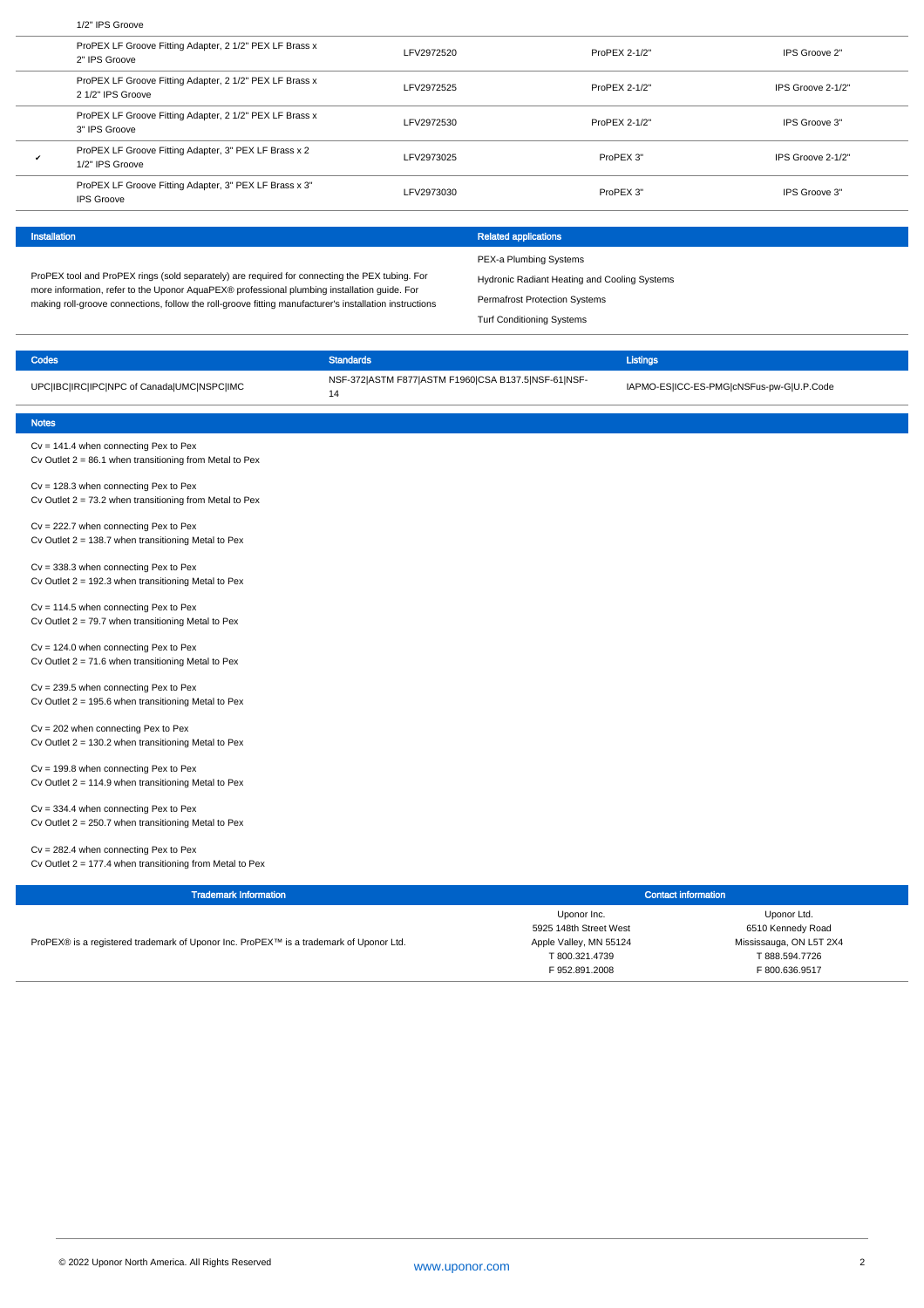| | | | | |
|---|---|---|---|---|
| | 1/2" IPS Groove | | | |
| | ProPEX LF Groove Fitting Adapter, 2 1/2" PEX LF Brass x 2" IPS Groove | LFV2972520 | ProPEX 2-1/2" | IPS Groove 2" |
| | ProPEX LF Groove Fitting Adapter, 2 1/2" PEX LF Brass x 2 1/2" IPS Groove | LFV2972525 | ProPEX 2-1/2" | IPS Groove 2-1/2" |
| | ProPEX LF Groove Fitting Adapter, 2 1/2" PEX LF Brass x 3" IPS Groove | LFV2972530 | ProPEX 2-1/2" | IPS Groove 3" |
| ✔ | ProPEX LF Groove Fitting Adapter, 3" PEX LF Brass x 2 1/2" IPS Groove | LFV2973025 | ProPEX 3" | IPS Groove 2-1/2" |
| | ProPEX LF Groove Fitting Adapter, 3" PEX LF Brass x 3" IPS Groove | LFV2973030 | ProPEX 3" | IPS Groove 3" |

## Installation

ProPEX tool and ProPEX rings (sold separately) are required for connecting the PEX tubing. For more information, refer to the Uponor AquaPEX® professional plumbing installation guide. For making roll-groove connections, follow the roll-groove fitting manufacturer's installation instructions

## Related applications

- PEX-a Plumbing Systems
- Hydronic Radiant Heating and Cooling Systems
- Permafrost Protection Systems
- Turf Conditioning Systems

| Codes | Standards | Listings |
|---|---|---|
| UPC\|IBC\|IRC\|IPC\|NPC of Canada\|UMC\|NSPC\|IMC | NSF-372\|ASTM F877\|ASTM F1960\|CSA B137.5\|NSF-61\|NSF-14 | IAPMO-ES\|ICC-ES-PMG\|cNSFus-pw-G\|U.P.Code |

## Notes

Cv = 141.4 when connecting Pex to Pex
Cv Outlet 2 = 86.1 when transitioning from Metal to Pex

Cv = 128.3 when connecting Pex to Pex
Cv Outlet 2 = 73.2 when transitioning from Metal to Pex

Cv = 222.7 when connecting Pex to Pex
Cv Outlet 2 = 138.7 when transitioning Metal to Pex

Cv = 338.3 when connecting Pex to Pex
Cv Outlet 2 = 192.3 when transitioning Metal to Pex

Cv = 114.5 when connecting Pex to Pex
Cv Outlet 2 = 79.7 when transitioning Metal to Pex

Cv = 124.0 when connecting Pex to Pex
Cv Outlet 2 = 71.6 when transitioning Metal to Pex

Cv = 239.5 when connecting Pex to Pex
Cv Outlet 2 = 195.6 when transitioning Metal to Pex

Cv = 202 when connecting Pex to Pex
Cv Outlet 2 = 130.2 when transitioning Metal to Pex

Cv = 199.8 when connecting Pex to Pex
Cv Outlet 2 = 114.9 when transitioning Metal to Pex

Cv = 334.4 when connecting Pex to Pex
Cv Outlet 2 = 250.7 when transitioning Metal to Pex

Cv = 282.4 when connecting Pex to Pex
Cv Outlet 2 = 177.4 when transitioning from Metal to Pex

## Trademark Information

ProPEX® is a registered trademark of Uponor Inc. ProPEX™ is a trademark of Uponor Ltd.

## Contact information

Uponor Inc.
5925 148th Street West
Apple Valley, MN 55124
T 800.321.4739
F 952.891.2008

Uponor Ltd.
6510 Kennedy Road
Mississauga, ON L5T 2X4
T 888.594.7726
F 800.636.9517

© 2022 Uponor North America. All Rights Reserved

www.uponor.com